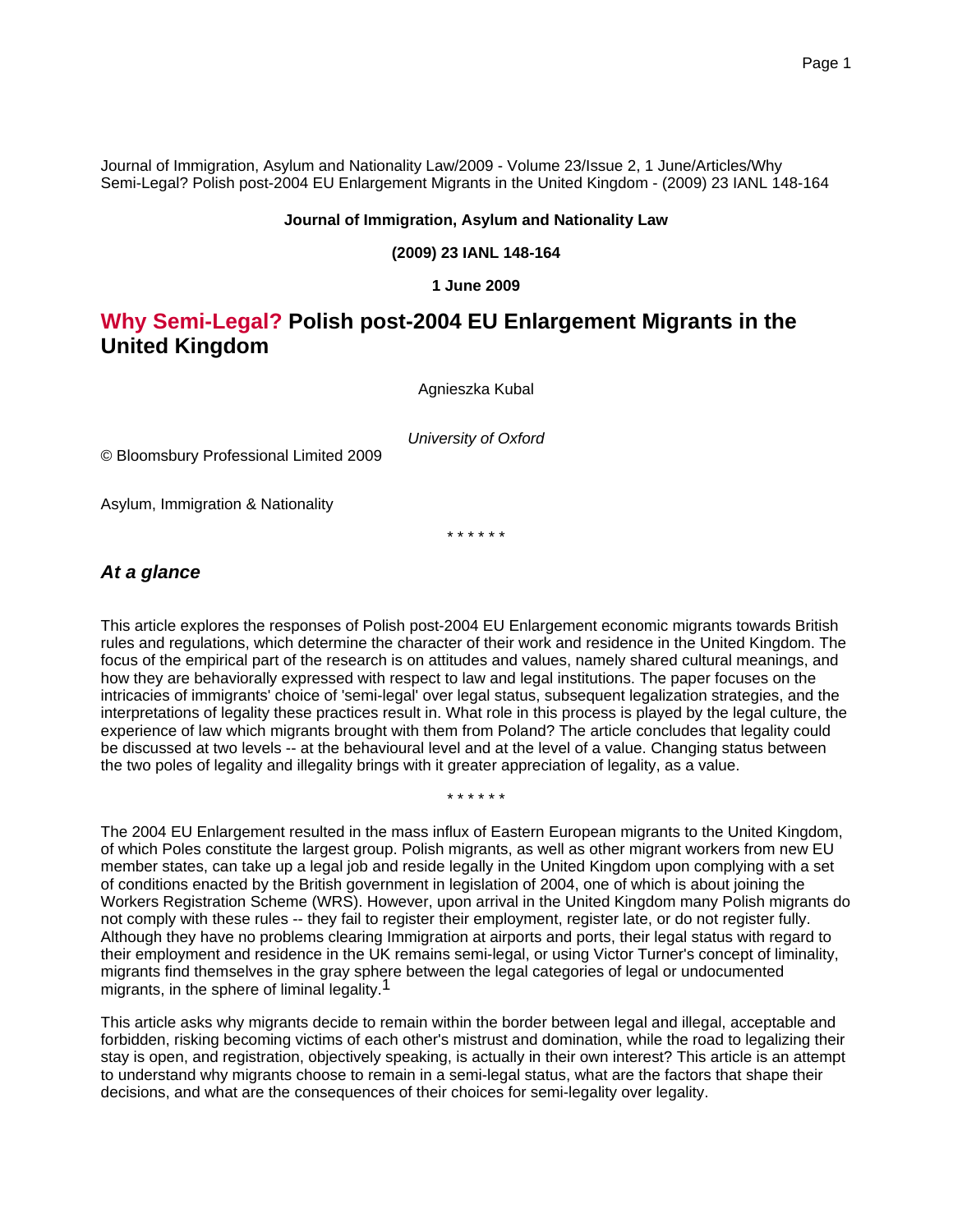Journal of Immigration, Asylum and Nationality Law/2009 - Volume 23/Issue 2, 1 June/Articles/Why Semi-Legal? Polish post-2004 EU Enlargement Migrants in the United Kingdom - (2009) 23 IANL 148-164

**Journal of Immigration, Asylum and Nationality Law**

**(2009) 23 IANL 148-164**

**1 June 2009**

# Why Semi-Legal? Polish post-2004 EU Enlargement Migrants in the United Kingdom

Agnieszka Kubal

*University of Oxford*

© Bloomsbury Professional Limited 2009

Asylum, Immigration & Nationality

\* \* \* \* \* \*

## *At a glance*

This article explores the responses of Polish post-2004 EU Enlargement economic migrants towards British rules and regulations, which determine the character of their work and residence in the United Kingdom. The focus of the empirical part of the research is on attitudes and values, namely shared cultural meanings, and how they are behaviorally expressed with respect to law and legal institutions. The paper focuses on the intricacies of immigrants' choice of 'semi-legal' over legal status, subsequent legalization strategies, and the interpretations of legality these practices result in. What role in this process is played by the legal culture, the experience of law which migrants brought with them from Poland? The article concludes that legality could be discussed at two levels -- at the behavioural level and at the level of a value. Changing status between the two poles of legality and illegality brings with it greater appreciation of legality, as a value.

\* \* \* \* \* \*

The 2004 EU Enlargement resulted in the mass influx of Eastern European migrants to the United Kingdom, of which Poles constitute the largest group. Polish migrants, as well as other migrant workers from new EU member states, can take up a legal job and reside legally in the United Kingdom upon complying with a set of conditions enacted by the British government in legislation of 2004, one of which is about joining the Workers Registration Scheme (WRS). However, upon arrival in the United Kingdom many Polish migrants do not comply with these rules -- they fail to register their employment, register late, or do not register fully. Although they have no problems clearing Immigration at airports and ports, their legal status with regard to their employment and residence in the UK remains semi-legal, or using Victor Turner's concept of liminality, migrants find themselves in the gray sphere between the legal categories of legal or undocumented migrants, in the sphere of liminal legality.[1]

This article asks why migrants decide to remain within the border between legal and illegal, acceptable and forbidden, risking becoming victims of each other's mistrust and domination, while the road to legalizing their stay is open, and registration, objectively speaking, is actually in their own interest? This article is an attempt to understand why migrants choose to remain in a semi-legal status, what are the factors that shape their decisions, and what are the consequences of their choices for semi-legality over legality.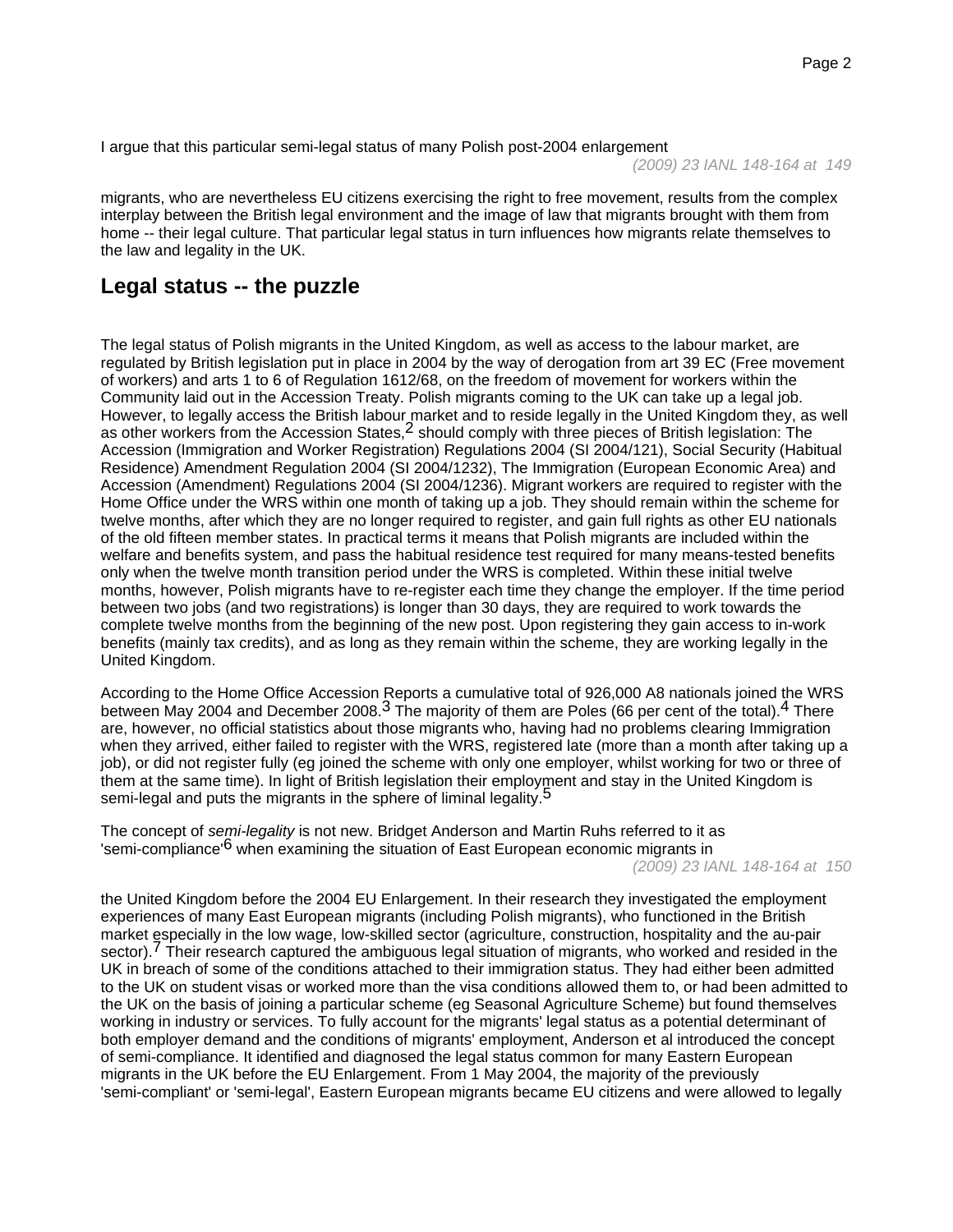I argue that this particular semi-legal status of many Polish post-2004 enlargement migrants, who are nevertheless EU citizens exercising the right to free movement, results from the complex interplay between the British legal environment and the image of law that migrants brought with them from home -- their legal culture. That particular legal status in turn influences how migrants relate themselves to the law and legality in the UK.

## Legal status -- the puzzle

The legal status of Polish migrants in the United Kingdom, as well as access to the labour market, are regulated by British legislation put in place in 2004 by the way of derogation from art 39 EC (Free movement of workers) and arts 1 to 6 of Regulation 1612/68, on the freedom of movement for workers within the Community laid out in the Accession Treaty. Polish migrants coming to the UK can take up a legal job. However, to legally access the British labour market and to reside legally in the United Kingdom they, as well as other workers from the Accession States,[2] should comply with three pieces of British legislation: The Accession (Immigration and Worker Registration) Regulations 2004 (SI 2004/121), Social Security (Habitual Residence) Amendment Regulation 2004 (SI 2004/1232), The Immigration (European Economic Area) and Accession (Amendment) Regulations 2004 (SI 2004/1236). Migrant workers are required to register with the Home Office under the WRS within one month of taking up a job. They should remain within the scheme for twelve months, after which they are no longer required to register, and gain full rights as other EU nationals of the old fifteen member states. In practical terms it means that Polish migrants are included within the welfare and benefits system, and pass the habitual residence test required for many means-tested benefits only when the twelve month transition period under the WRS is completed. Within these initial twelve months, however, Polish migrants have to re-register each time they change the employer. If the time period between two jobs (and two registrations) is longer than 30 days, they are required to work towards the complete twelve months from the beginning of the new post. Upon registering they gain access to in-work benefits (mainly tax credits), and as long as they remain within the scheme, they are working legally in the United Kingdom.

According to the Home Office Accession Reports a cumulative total of 926,000 A8 nationals joined the WRS between May 2004 and December 2008.[3] The majority of them are Poles (66 per cent of the total).[4] There are, however, no official statistics about those migrants who, having had no problems clearing Immigration when they arrived, either failed to register with the WRS, registered late (more than a month after taking up a job), or did not register fully (eg joined the scheme with only one employer, whilst working for two or three of them at the same time). In light of British legislation their employment and stay in the United Kingdom is semi-legal and puts the migrants in the sphere of liminal legality.[5]

The concept of *semi-legality* is not new. Bridget Anderson and Martin Ruhs referred to it as 'semi-compliance'[6] when examining the situation of East European economic migrants in the United Kingdom before the 2004 EU Enlargement. In their research they investigated the employment experiences of many East European migrants (including Polish migrants), who functioned in the British market especially in the low wage, low-skilled sector (agriculture, construction, hospitality and the au-pair sector).[7] Their research captured the ambiguous legal situation of migrants, who worked and resided in the UK in breach of some of the conditions attached to their immigration status. They had either been admitted to the UK on student visas or worked more than the visa conditions allowed them to, or had been admitted to the UK on the basis of joining a particular scheme (eg Seasonal Agriculture Scheme) but found themselves working in industry or services. To fully account for the migrants' legal status as a potential determinant of both employer demand and the conditions of migrants' employment, Anderson et al introduced the concept of semi-compliance. It identified and diagnosed the legal status common for many Eastern European migrants in the UK before the EU Enlargement. From 1 May 2004, the majority of the previously 'semi-compliant' or 'semi-legal', Eastern European migrants became EU citizens and were allowed to legally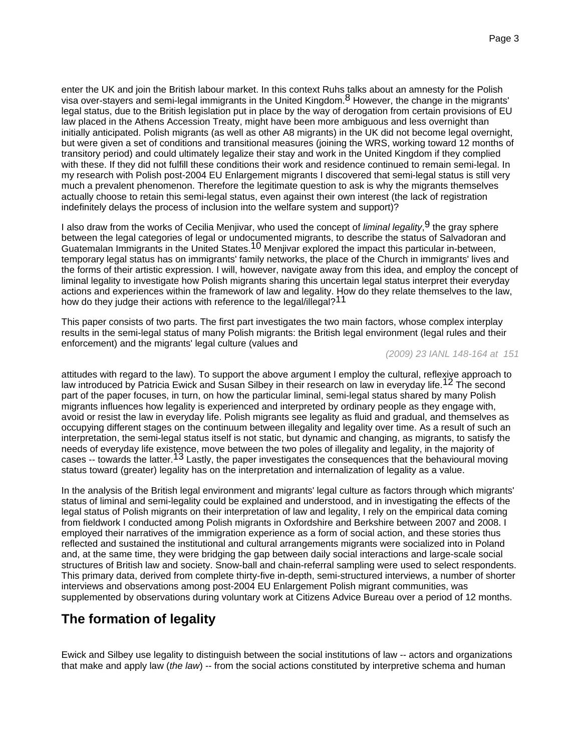enter the UK and join the British labour market. In this context Ruhs talks about an amnesty for the Polish visa over-stayers and semi-legal immigrants in the United Kingdom.[8] However, the change in the migrants' legal status, due to the British legislation put in place by the way of derogation from certain provisions of EU law placed in the Athens Accession Treaty, might have been more ambiguous and less overnight than initially anticipated. Polish migrants (as well as other A8 migrants) in the UK did not become legal overnight, but were given a set of conditions and transitional measures (joining the WRS, working toward 12 months of transitory period) and could ultimately legalize their stay and work in the United Kingdom if they complied with these. If they did not fulfill these conditions their work and residence continued to remain semi-legal. In my research with Polish post-2004 EU Enlargement migrants I discovered that semi-legal status is still very much a prevalent phenomenon. Therefore the legitimate question to ask is why the migrants themselves actually choose to retain this semi-legal status, even against their own interest (the lack of registration indefinitely delays the process of inclusion into the welfare system and support)?

I also draw from the works of Cecilia Menjivar, who used the concept of *liminal legality*,[9] the gray sphere between the legal categories of legal or undocumented migrants, to describe the status of Salvadoran and Guatemalan Immigrants in the United States.[10] Menjivar explored the impact this particular in-between, temporary legal status has on immigrants' family networks, the place of the Church in immigrants' lives and the forms of their artistic expression. I will, however, navigate away from this idea, and employ the concept of liminal legality to investigate how Polish migrants sharing this uncertain legal status interpret their everyday actions and experiences within the framework of law and legality. How do they relate themselves to the law, how do they judge their actions with reference to the legal/illegal?[11]

This paper consists of two parts. The first part investigates the two main factors, whose complex interplay results in the semi-legal status of many Polish migrants: the British legal environment (legal rules and their enforcement) and the migrants' legal culture (values and attitudes with regard to the law). To support the above argument I employ the cultural, reflexive approach to law introduced by Patricia Ewick and Susan Silbey in their research on law in everyday life.[12] The second part of the paper focuses, in turn, on how the particular liminal, semi-legal status shared by many Polish migrants influences how legality is experienced and interpreted by ordinary people as they engage with, avoid or resist the law in everyday life. Polish migrants see legality as fluid and gradual, and themselves as occupying different stages on the continuum between illegality and legality over time. As a result of such an interpretation, the semi-legal status itself is not static, but dynamic and changing, as migrants, to satisfy the needs of everyday life existence, move between the two poles of illegality and legality, in the majority of cases -- towards the latter.[13] Lastly, the paper investigates the consequences that the behavioural moving status toward (greater) legality has on the interpretation and internalization of legality as a value.

In the analysis of the British legal environment and migrants' legal culture as factors through which migrants' status of liminal and semi-legality could be explained and understood, and in investigating the effects of the legal status of Polish migrants on their interpretation of law and legality, I rely on the empirical data coming from fieldwork I conducted among Polish migrants in Oxfordshire and Berkshire between 2007 and 2008. I employed their narratives of the immigration experience as a form of social action, and these stories thus reflected and sustained the institutional and cultural arrangements migrants were socialized into in Poland and, at the same time, they were bridging the gap between daily social interactions and large-scale social structures of British law and society. Snow-ball and chain-referral sampling were used to select respondents. This primary data, derived from complete thirty-five in-depth, semi-structured interviews, a number of shorter interviews and observations among post-2004 EU Enlargement Polish migrant communities, was supplemented by observations during voluntary work at Citizens Advice Bureau over a period of 12 months.

## The formation of legality

Ewick and Silbey use legality to distinguish between the social institutions of law -- actors and organizations that make and apply law (*the law*) -- from the social actions constituted by interpretive schema and human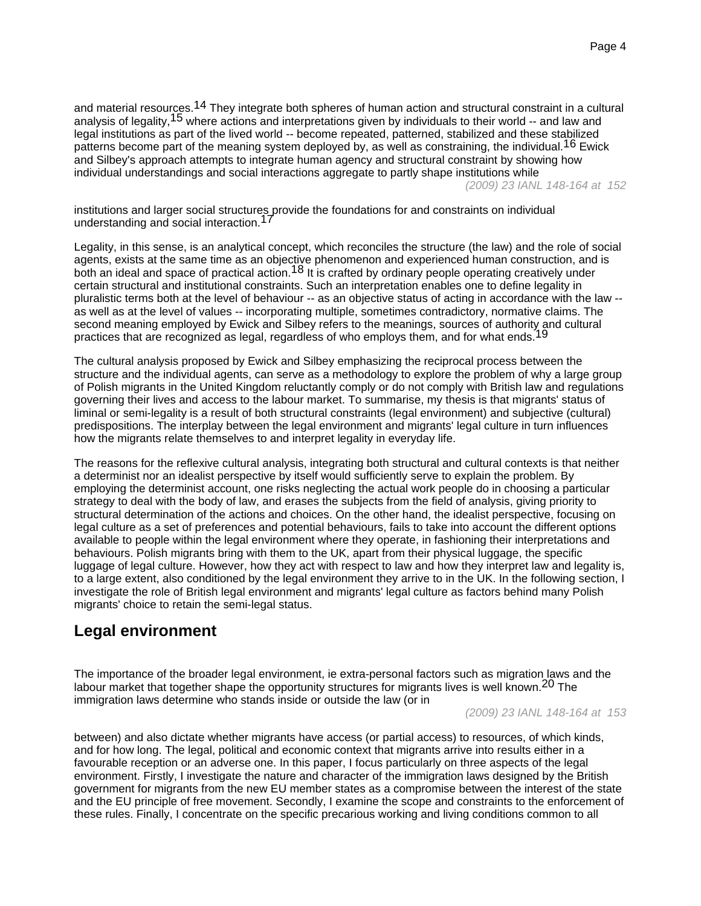and material resources.[14] They integrate both spheres of human action and structural constraint in a cultural analysis of legality,[15] where actions and interpretations given by individuals to their world -- and law and legal institutions as part of the lived world -- become repeated, patterned, stabilized and these stabilized patterns become part of the meaning system deployed by, as well as constraining, the individual.[16] Ewick and Silbey's approach attempts to integrate human agency and structural constraint by showing how individual understandings and social interactions aggregate to partly shape institutions while institutions and larger social structures provide the foundations for and constraints on individual understanding and social interaction.[17]

Legality, in this sense, is an analytical concept, which reconciles the structure (the law) and the role of social agents, exists at the same time as an objective phenomenon and experienced human construction, and is both an ideal and space of practical action.[18] It is crafted by ordinary people operating creatively under certain structural and institutional constraints. Such an interpretation enables one to define legality in pluralistic terms both at the level of behaviour -- as an objective status of acting in accordance with the law -- as well as at the level of values -- incorporating multiple, sometimes contradictory, normative claims. The second meaning employed by Ewick and Silbey refers to the meanings, sources of authority and cultural practices that are recognized as legal, regardless of who employs them, and for what ends.[19]

The cultural analysis proposed by Ewick and Silbey emphasizing the reciprocal process between the structure and the individual agents, can serve as a methodology to explore the problem of why a large group of Polish migrants in the United Kingdom reluctantly comply or do not comply with British law and regulations governing their lives and access to the labour market. To summarise, my thesis is that migrants' status of liminal or semi-legality is a result of both structural constraints (legal environment) and subjective (cultural) predispositions. The interplay between the legal environment and migrants' legal culture in turn influences how the migrants relate themselves to and interpret legality in everyday life.

The reasons for the reflexive cultural analysis, integrating both structural and cultural contexts is that neither a determinist nor an idealist perspective by itself would sufficiently serve to explain the problem. By employing the determinist account, one risks neglecting the actual work people do in choosing a particular strategy to deal with the body of law, and erases the subjects from the field of analysis, giving priority to structural determination of the actions and choices. On the other hand, the idealist perspective, focusing on legal culture as a set of preferences and potential behaviours, fails to take into account the different options available to people within the legal environment where they operate, in fashioning their interpretations and behaviours. Polish migrants bring with them to the UK, apart from their physical luggage, the specific luggage of legal culture. However, how they act with respect to law and how they interpret law and legality is, to a large extent, also conditioned by the legal environment they arrive to in the UK. In the following section, I investigate the role of British legal environment and migrants' legal culture as factors behind many Polish migrants' choice to retain the semi-legal status.

## Legal environment

The importance of the broader legal environment, ie extra-personal factors such as migration laws and the labour market that together shape the opportunity structures for migrants lives is well known.[20] The immigration laws determine who stands inside or outside the law (or in between) and also dictate whether migrants have access (or partial access) to resources, of which kinds, and for how long. The legal, political and economic context that migrants arrive into results either in a favourable reception or an adverse one. In this paper, I focus particularly on three aspects of the legal environment. Firstly, I investigate the nature and character of the immigration laws designed by the British government for migrants from the new EU member states as a compromise between the interest of the state and the EU principle of free movement. Secondly, I examine the scope and constraints to the enforcement of these rules. Finally, I concentrate on the specific precarious working and living conditions common to all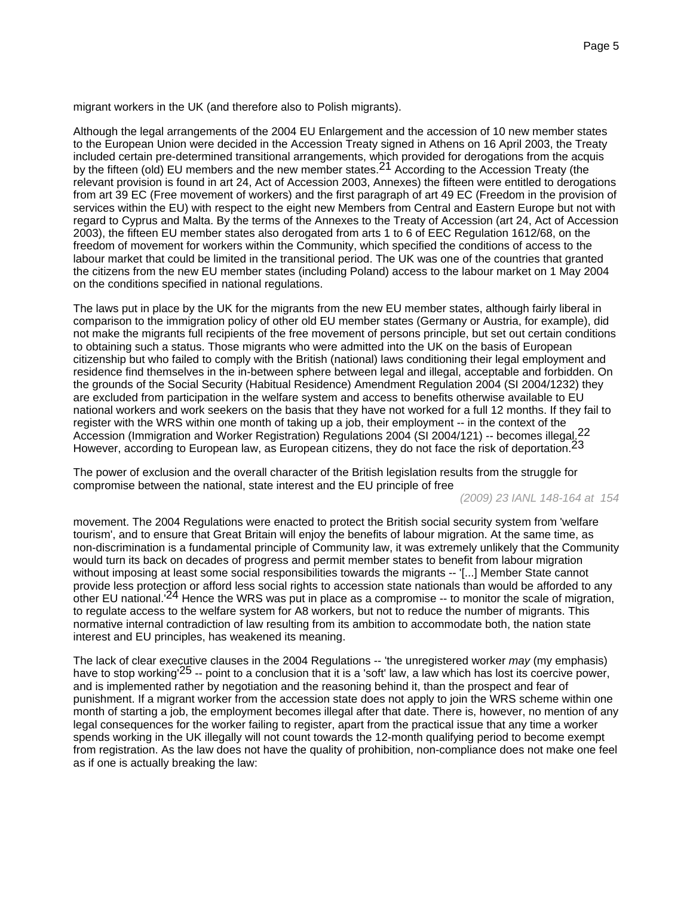migrant workers in the UK (and therefore also to Polish migrants).

Although the legal arrangements of the 2004 EU Enlargement and the accession of 10 new member states to the European Union were decided in the Accession Treaty signed in Athens on 16 April 2003, the Treaty included certain pre-determined transitional arrangements, which provided for derogations from the acquis by the fifteen (old) EU members and the new member states.[21] According to the Accession Treaty (the relevant provision is found in art 24, Act of Accession 2003, Annexes) the fifteen were entitled to derogations from art 39 EC (Free movement of workers) and the first paragraph of art 49 EC (Freedom in the provision of services within the EU) with respect to the eight new Members from Central and Eastern Europe but not with regard to Cyprus and Malta. By the terms of the Annexes to the Treaty of Accession (art 24, Act of Accession 2003), the fifteen EU member states also derogated from arts 1 to 6 of EEC Regulation 1612/68, on the freedom of movement for workers within the Community, which specified the conditions of access to the labour market that could be limited in the transitional period. The UK was one of the countries that granted the citizens from the new EU member states (including Poland) access to the labour market on 1 May 2004 on the conditions specified in national regulations.

The laws put in place by the UK for the migrants from the new EU member states, although fairly liberal in comparison to the immigration policy of other old EU member states (Germany or Austria, for example), did not make the migrants full recipients of the free movement of persons principle, but set out certain conditions to obtaining such a status. Those migrants who were admitted into the UK on the basis of European citizenship but who failed to comply with the British (national) laws conditioning their legal employment and residence find themselves in the in-between sphere between legal and illegal, acceptable and forbidden. On the grounds of the Social Security (Habitual Residence) Amendment Regulation 2004 (SI 2004/1232) they are excluded from participation in the welfare system and access to benefits otherwise available to EU national workers and work seekers on the basis that they have not worked for a full 12 months. If they fail to register with the WRS within one month of taking up a job, their employment -- in the context of the Accession (Immigration and Worker Registration) Regulations 2004 (SI 2004/121) -- becomes illegal.[22] However, according to European law, as European citizens, they do not face the risk of deportation.[23]

The power of exclusion and the overall character of the British legislation results from the struggle for compromise between the national, state interest and the EU principle of free movement. The 2004 Regulations were enacted to protect the British social security system from 'welfare tourism', and to ensure that Great Britain will enjoy the benefits of labour migration. At the same time, as non-discrimination is a fundamental principle of Community law, it was extremely unlikely that the Community would turn its back on decades of progress and permit member states to benefit from labour migration without imposing at least some social responsibilities towards the migrants -- '[...] Member State cannot provide less protection or afford less social rights to accession state nationals than would be afforded to any other EU national.'[24] Hence the WRS was put in place as a compromise -- to monitor the scale of migration, to regulate access to the welfare system for A8 workers, but not to reduce the number of migrants. This normative internal contradiction of law resulting from its ambition to accommodate both, the nation state interest and EU principles, has weakened its meaning.

The lack of clear executive clauses in the 2004 Regulations -- 'the unregistered worker *may* (my emphasis) have to stop working'[25] -- point to a conclusion that it is a 'soft' law, a law which has lost its coercive power, and is implemented rather by negotiation and the reasoning behind it, than the prospect and fear of punishment. If a migrant worker from the accession state does not apply to join the WRS scheme within one month of starting a job, the employment becomes illegal after that date. There is, however, no mention of any legal consequences for the worker failing to register, apart from the practical issue that any time a worker spends working in the UK illegally will not count towards the 12-month qualifying period to become exempt from registration. As the law does not have the quality of prohibition, non-compliance does not make one feel as if one is actually breaking the law: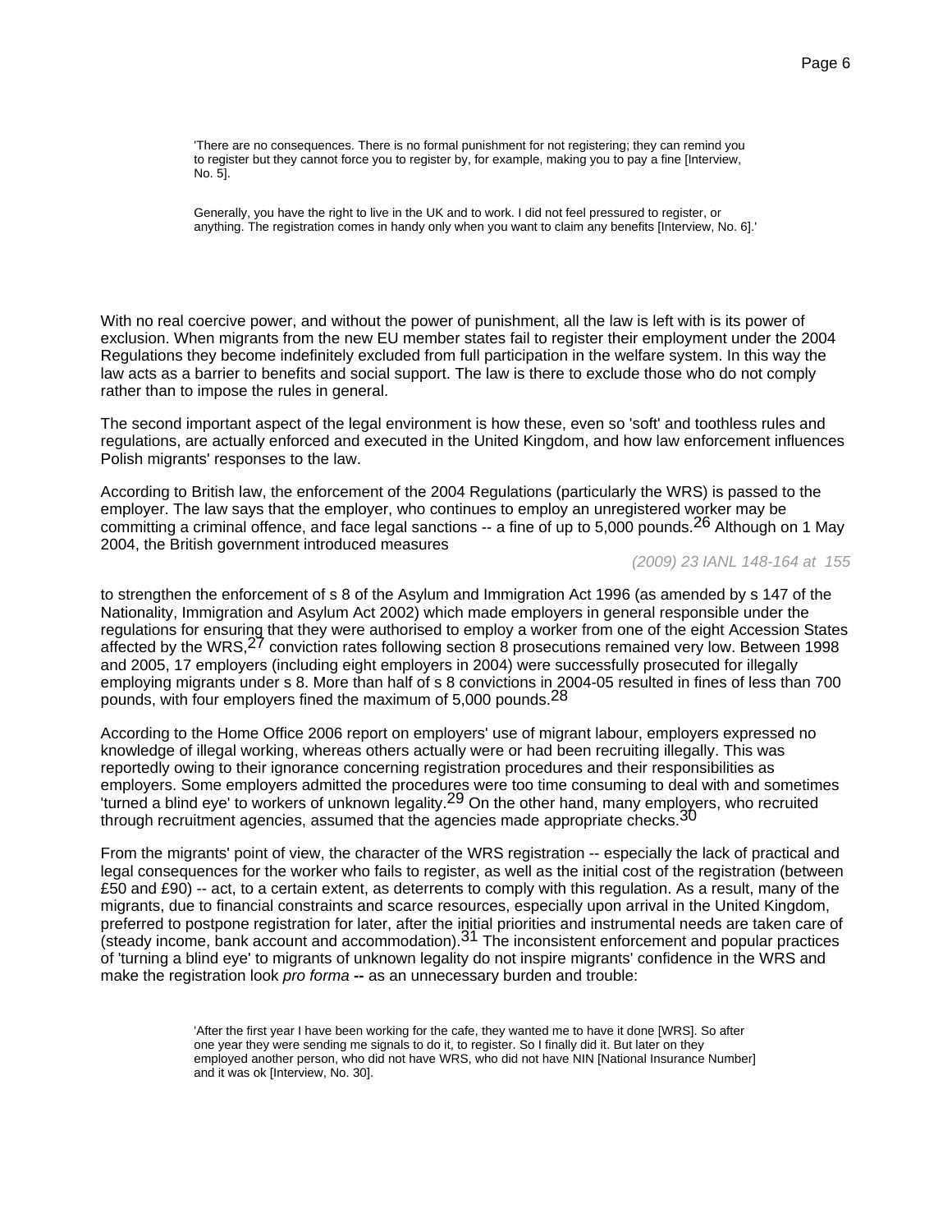> 'There are no consequences. There is no formal punishment for not registering; they can remind you to register but they cannot force you to register by, for example, making you to pay a fine [Interview, No. 5].
>
> Generally, you have the right to live in the UK and to work. I did not feel pressured to register, or anything. The registration comes in handy only when you want to claim any benefits [Interview, No. 6].'

With no real coercive power, and without the power of punishment, all the law is left with is its power of exclusion. When migrants from the new EU member states fail to register their employment under the 2004 Regulations they become indefinitely excluded from full participation in the welfare system. In this way the law acts as a barrier to benefits and social support. The law is there to exclude those who do not comply rather than to impose the rules in general.

The second important aspect of the legal environment is how these, even so 'soft' and toothless rules and regulations, are actually enforced and executed in the United Kingdom, and how law enforcement influences Polish migrants' responses to the law.

According to British law, the enforcement of the 2004 Regulations (particularly the WRS) is passed to the employer. The law says that the employer, who continues to employ an unregistered worker may be committing a criminal offence, and face legal sanctions -- a fine of up to 5,000 pounds.[26] Although on 1 May 2004, the British government introduced measures to strengthen the enforcement of s 8 of the Asylum and Immigration Act 1996 (as amended by s 147 of the Nationality, Immigration and Asylum Act 2002) which made employers in general responsible under the regulations for ensuring that they were authorised to employ a worker from one of the eight Accession States affected by the WRS,[27] conviction rates following section 8 prosecutions remained very low. Between 1998 and 2005, 17 employers (including eight employers in 2004) were successfully prosecuted for illegally employing migrants under s 8. More than half of s 8 convictions in 2004-05 resulted in fines of less than 700 pounds, with four employers fined the maximum of 5,000 pounds.[28]

According to the Home Office 2006 report on employers' use of migrant labour, employers expressed no knowledge of illegal working, whereas others actually were or had been recruiting illegally. This was reportedly owing to their ignorance concerning registration procedures and their responsibilities as employers. Some employers admitted the procedures were too time consuming to deal with and sometimes 'turned a blind eye' to workers of unknown legality.[29] On the other hand, many employers, who recruited through recruitment agencies, assumed that the agencies made appropriate checks.[30]

From the migrants' point of view, the character of the WRS registration -- especially the lack of practical and legal consequences for the worker who fails to register, as well as the initial cost of the registration (between £50 and £90) -- act, to a certain extent, as deterrents to comply with this regulation. As a result, many of the migrants, due to financial constraints and scarce resources, especially upon arrival in the United Kingdom, preferred to postpone registration for later, after the initial priorities and instrumental needs are taken care of (steady income, bank account and accommodation).[31] The inconsistent enforcement and popular practices of 'turning a blind eye' to migrants of unknown legality do not inspire migrants' confidence in the WRS and make the registration look *pro forma* **--** as an unnecessary burden and trouble:

> 'After the first year I have been working for the cafe, they wanted me to have it done [WRS]. So after one year they were sending me signals to do it, to register. So I finally did it. But later on they employed another person, who did not have WRS, who did not have NIN [National Insurance Number] and it was ok [Interview, No. 30].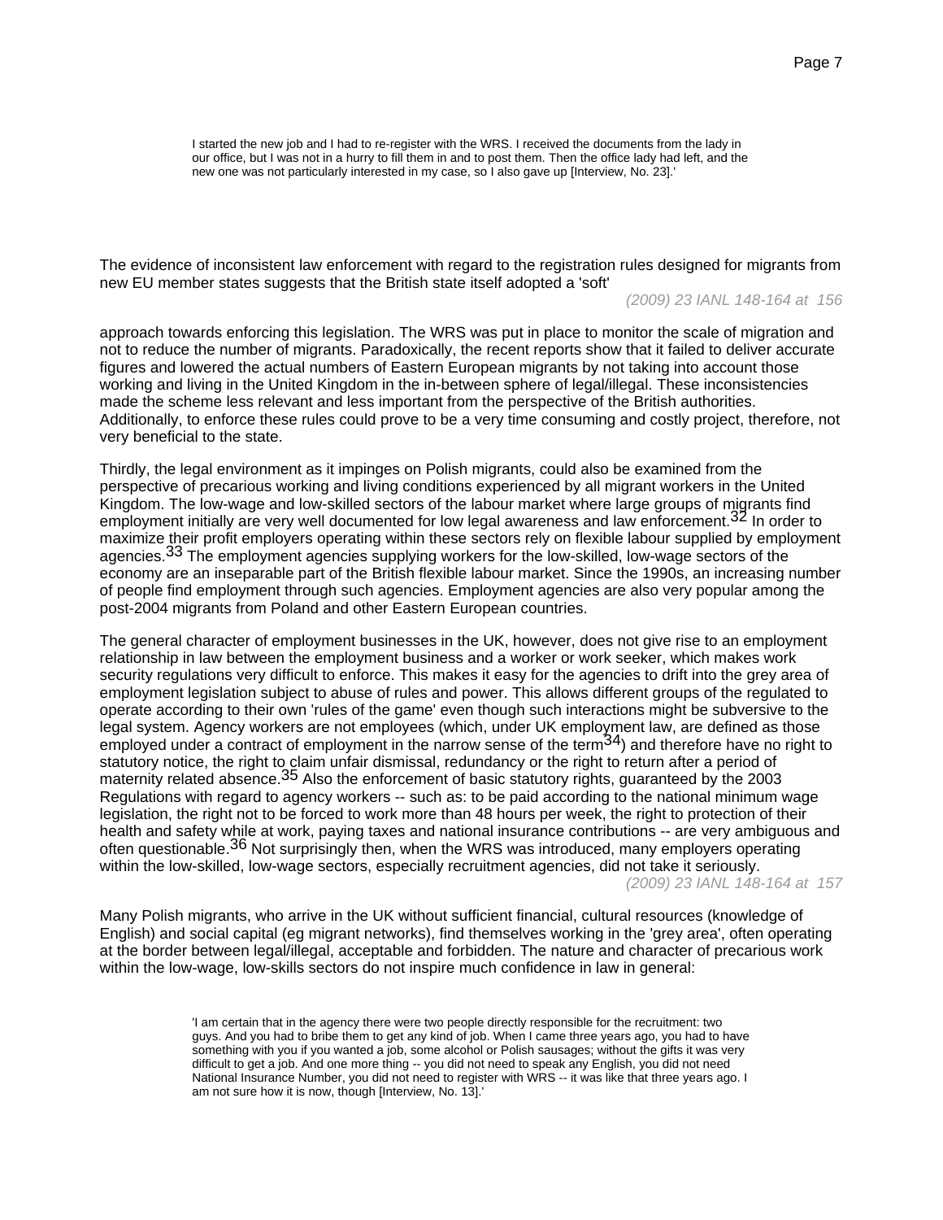> I started the new job and I had to re-register with the WRS. I received the documents from the lady in our office, but I was not in a hurry to fill them in and to post them. Then the office lady had left, and the new one was not particularly interested in my case, so I also gave up [Interview, No. 23].'

The evidence of inconsistent law enforcement with regard to the registration rules designed for migrants from new EU member states suggests that the British state itself adopted a 'soft' approach towards enforcing this legislation. The WRS was put in place to monitor the scale of migration and not to reduce the number of migrants. Paradoxically, the recent reports show that it failed to deliver accurate figures and lowered the actual numbers of Eastern European migrants by not taking into account those working and living in the United Kingdom in the in-between sphere of legal/illegal. These inconsistencies made the scheme less relevant and less important from the perspective of the British authorities. Additionally, to enforce these rules could prove to be a very time consuming and costly project, therefore, not very beneficial to the state.

Thirdly, the legal environment as it impinges on Polish migrants, could also be examined from the perspective of precarious working and living conditions experienced by all migrant workers in the United Kingdom. The low-wage and low-skilled sectors of the labour market where large groups of migrants find employment initially are very well documented for low legal awareness and law enforcement.[32] In order to maximize their profit employers operating within these sectors rely on flexible labour supplied by employment agencies.[33] The employment agencies supplying workers for the low-skilled, low-wage sectors of the economy are an inseparable part of the British flexible labour market. Since the 1990s, an increasing number of people find employment through such agencies. Employment agencies are also very popular among the post-2004 migrants from Poland and other Eastern European countries.

The general character of employment businesses in the UK, however, does not give rise to an employment relationship in law between the employment business and a worker or work seeker, which makes work security regulations very difficult to enforce. This makes it easy for the agencies to drift into the grey area of employment legislation subject to abuse of rules and power. This allows different groups of the regulated to operate according to their own 'rules of the game' even though such interactions might be subversive to the legal system. Agency workers are not employees (which, under UK employment law, are defined as those employed under a contract of employment in the narrow sense of the term[34]) and therefore have no right to statutory notice, the right to claim unfair dismissal, redundancy or the right to return after a period of maternity related absence.[35] Also the enforcement of basic statutory rights, guaranteed by the 2003 Regulations with regard to agency workers -- such as: to be paid according to the national minimum wage legislation, the right not to be forced to work more than 48 hours per week, the right to protection of their health and safety while at work, paying taxes and national insurance contributions -- are very ambiguous and often questionable.[36] Not surprisingly then, when the WRS was introduced, many employers operating within the low-skilled, low-wage sectors, especially recruitment agencies, did not take it seriously.

Many Polish migrants, who arrive in the UK without sufficient financial, cultural resources (knowledge of English) and social capital (eg migrant networks), find themselves working in the 'grey area', often operating at the border between legal/illegal, acceptable and forbidden. The nature and character of precarious work within the low-wage, low-skills sectors do not inspire much confidence in law in general:

> 'I am certain that in the agency there were two people directly responsible for the recruitment: two guys. And you had to bribe them to get any kind of job. When I came three years ago, you had to have something with you if you wanted a job, some alcohol or Polish sausages; without the gifts it was very difficult to get a job. And one more thing -- you did not need to speak any English, you did not need National Insurance Number, you did not need to register with WRS -- it was like that three years ago. I am not sure how it is now, though [Interview, No. 13].'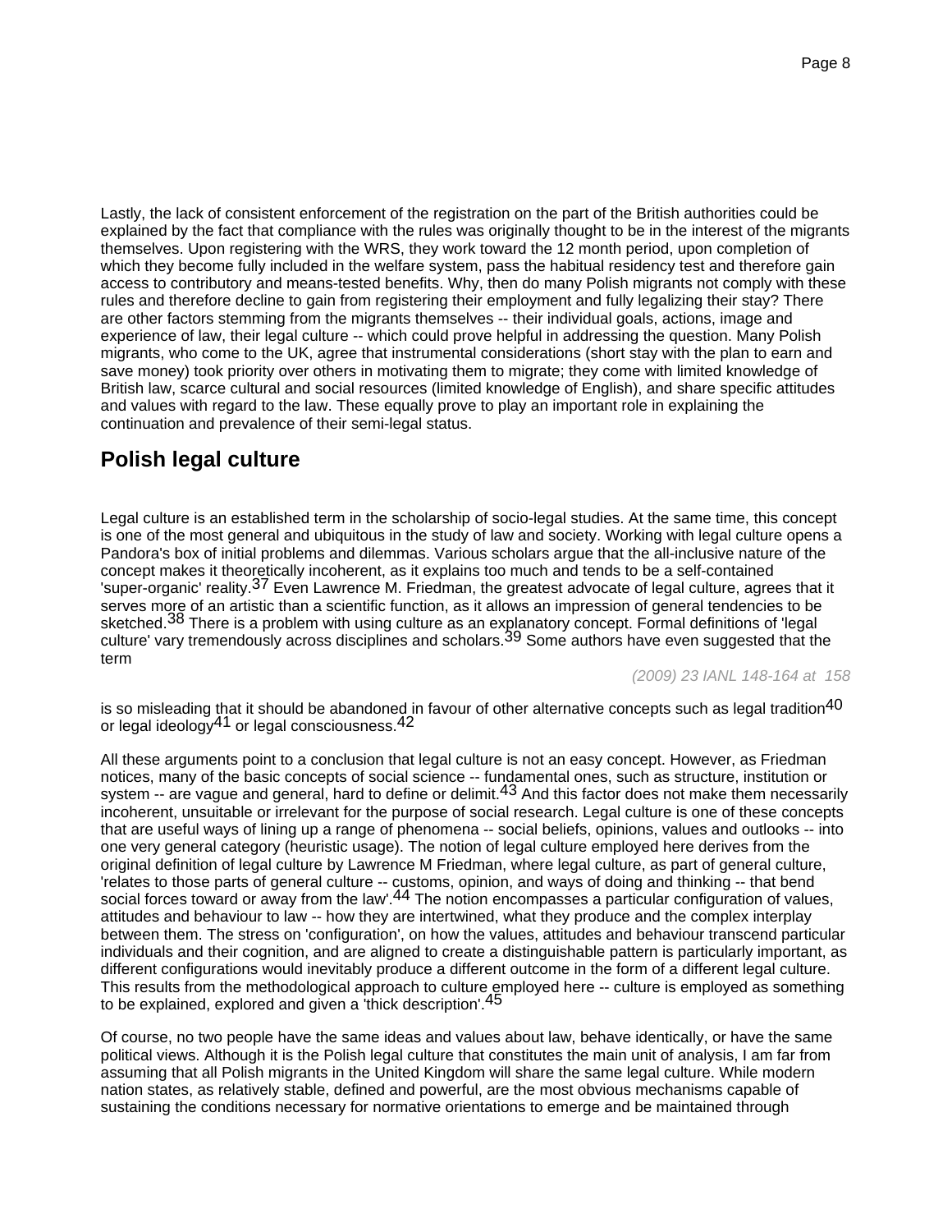Lastly, the lack of consistent enforcement of the registration on the part of the British authorities could be explained by the fact that compliance with the rules was originally thought to be in the interest of the migrants themselves. Upon registering with the WRS, they work toward the 12 month period, upon completion of which they become fully included in the welfare system, pass the habitual residency test and therefore gain access to contributory and means-tested benefits. Why, then do many Polish migrants not comply with these rules and therefore decline to gain from registering their employment and fully legalizing their stay? There are other factors stemming from the migrants themselves -- their individual goals, actions, image and experience of law, their legal culture -- which could prove helpful in addressing the question. Many Polish migrants, who come to the UK, agree that instrumental considerations (short stay with the plan to earn and save money) took priority over others in motivating them to migrate; they come with limited knowledge of British law, scarce cultural and social resources (limited knowledge of English), and share specific attitudes and values with regard to the law. These equally prove to play an important role in explaining the continuation and prevalence of their semi-legal status.

## Polish legal culture

Legal culture is an established term in the scholarship of socio-legal studies. At the same time, this concept is one of the most general and ubiquitous in the study of law and society. Working with legal culture opens a Pandora's box of initial problems and dilemmas. Various scholars argue that the all-inclusive nature of the concept makes it theoretically incoherent, as it explains too much and tends to be a self-contained 'super-organic' reality.[37] Even Lawrence M. Friedman, the greatest advocate of legal culture, agrees that it serves more of an artistic than a scientific function, as it allows an impression of general tendencies to be sketched.[38] There is a problem with using culture as an explanatory concept. Formal definitions of 'legal culture' vary tremendously across disciplines and scholars.[39] Some authors have even suggested that the term is so misleading that it should be abandoned in favour of other alternative concepts such as legal tradition[40] or legal ideology[41] or legal consciousness.[42]

All these arguments point to a conclusion that legal culture is not an easy concept. However, as Friedman notices, many of the basic concepts of social science -- fundamental ones, such as structure, institution or system -- are vague and general, hard to define or delimit.[43] And this factor does not make them necessarily incoherent, unsuitable or irrelevant for the purpose of social research. Legal culture is one of these concepts that are useful ways of lining up a range of phenomena -- social beliefs, opinions, values and outlooks -- into one very general category (heuristic usage). The notion of legal culture employed here derives from the original definition of legal culture by Lawrence M Friedman, where legal culture, as part of general culture, 'relates to those parts of general culture -- customs, opinion, and ways of doing and thinking -- that bend social forces toward or away from the law'.[44] The notion encompasses a particular configuration of values, attitudes and behaviour to law -- how they are intertwined, what they produce and the complex interplay between them. The stress on 'configuration', on how the values, attitudes and behaviour transcend particular individuals and their cognition, and are aligned to create a distinguishable pattern is particularly important, as different configurations would inevitably produce a different outcome in the form of a different legal culture. This results from the methodological approach to culture employed here -- culture is employed as something to be explained, explored and given a 'thick description'.[45]

Of course, no two people have the same ideas and values about law, behave identically, or have the same political views. Although it is the Polish legal culture that constitutes the main unit of analysis, I am far from assuming that all Polish migrants in the United Kingdom will share the same legal culture. While modern nation states, as relatively stable, defined and powerful, are the most obvious mechanisms capable of sustaining the conditions necessary for normative orientations to emerge and be maintained through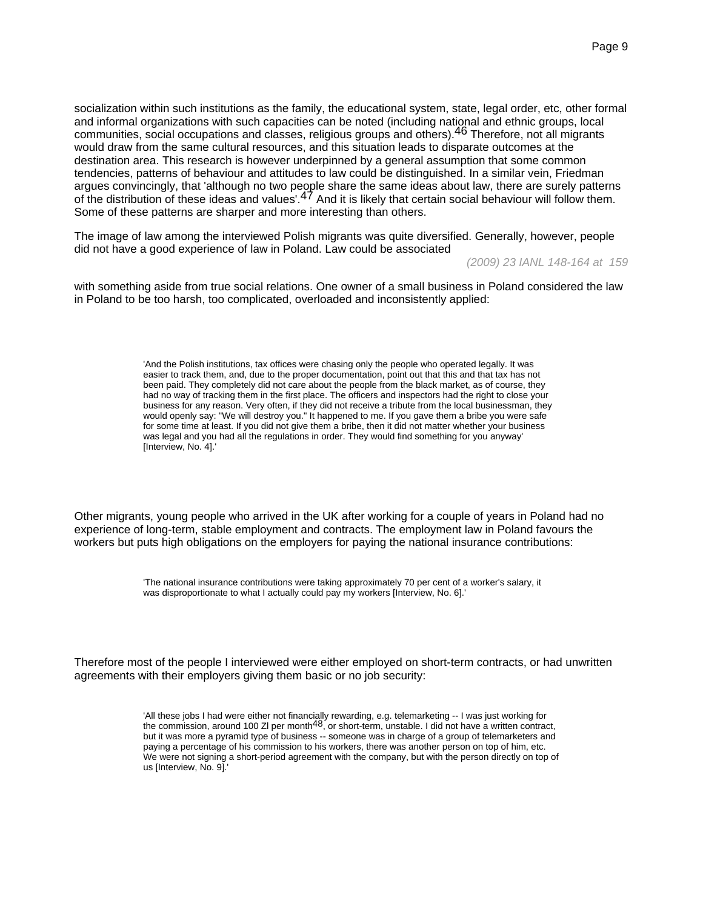socialization within such institutions as the family, the educational system, state, legal order, etc, other formal and informal organizations with such capacities can be noted (including national and ethnic groups, local communities, social occupations and classes, religious groups and others).[46] Therefore, not all migrants would draw from the same cultural resources, and this situation leads to disparate outcomes at the destination area. This research is however underpinned by a general assumption that some common tendencies, patterns of behaviour and attitudes to law could be distinguished. In a similar vein, Friedman argues convincingly, that 'although no two people share the same ideas about law, there are surely patterns of the distribution of these ideas and values'.[47] And it is likely that certain social behaviour will follow them. Some of these patterns are sharper and more interesting than others.

The image of law among the interviewed Polish migrants was quite diversified. Generally, however, people did not have a good experience of law in Poland. Law could be associated with something aside from true social relations. One owner of a small business in Poland considered the law in Poland to be too harsh, too complicated, overloaded and inconsistently applied:

> 'And the Polish institutions, tax offices were chasing only the people who operated legally. It was easier to track them, and, due to the proper documentation, point out that this and that tax has not been paid. They completely did not care about the people from the black market, as of course, they had no way of tracking them in the first place. The officers and inspectors had the right to close your business for any reason. Very often, if they did not receive a tribute from the local businessman, they would openly say: "We will destroy you." It happened to me. If you gave them a bribe you were safe for some time at least. If you did not give them a bribe, then it did not matter whether your business was legal and you had all the regulations in order. They would find something for you anyway' [Interview, No. 4].'

Other migrants, young people who arrived in the UK after working for a couple of years in Poland had no experience of long-term, stable employment and contracts. The employment law in Poland favours the workers but puts high obligations on the employers for paying the national insurance contributions:

> 'The national insurance contributions were taking approximately 70 per cent of a worker's salary, it was disproportionate to what I actually could pay my workers [Interview, No. 6].'

Therefore most of the people I interviewed were either employed on short-term contracts, or had unwritten agreements with their employers giving them basic or no job security:

> 'All these jobs I had were either not financially rewarding, e.g. telemarketing -- I was just working for the commission, around 100 Zl per month[48], or short-term, unstable. I did not have a written contract, but it was more a pyramid type of business -- someone was in charge of a group of telemarketers and paying a percentage of his commission to his workers, there was another person on top of him, etc. We were not signing a short-period agreement with the company, but with the person directly on top of us [Interview, No. 9].'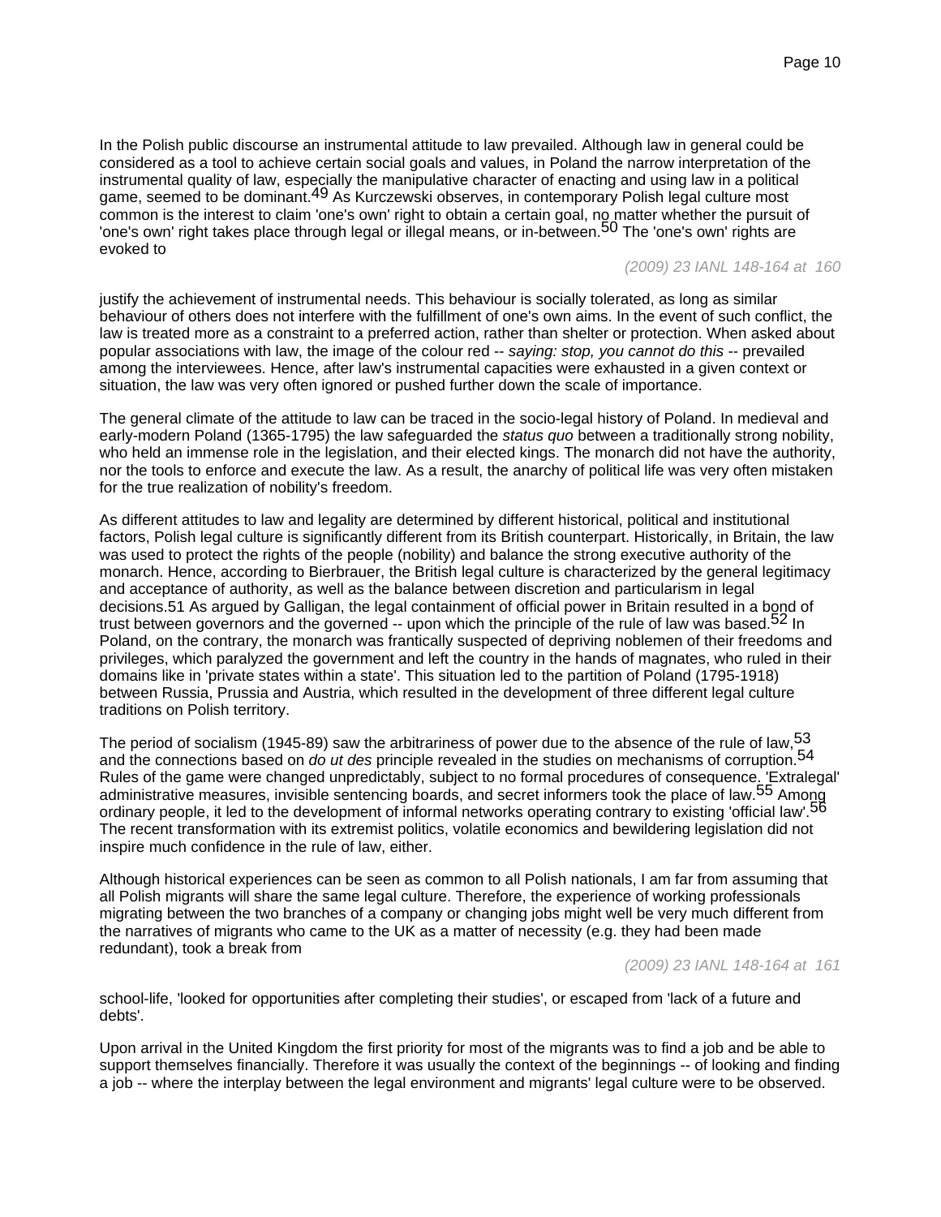In the Polish public discourse an instrumental attitude to law prevailed. Although law in general could be considered as a tool to achieve certain social goals and values, in Poland the narrow interpretation of the instrumental quality of law, especially the manipulative character of enacting and using law in a political game, seemed to be dominant.[49] As Kurczewski observes, in contemporary Polish legal culture most common is the interest to claim 'one's own' right to obtain a certain goal, no matter whether the pursuit of 'one's own' right takes place through legal or illegal means, or in-between.[50] The 'one's own' rights are evoked to justify the achievement of instrumental needs. This behaviour is socially tolerated, as long as similar behaviour of others does not interfere with the fulfillment of one's own aims. In the event of such conflict, the law is treated more as a constraint to a preferred action, rather than shelter or protection. When asked about popular associations with law, the image of the colour red -- *saying: stop, you cannot do this* -- prevailed among the interviewees. Hence, after law's instrumental capacities were exhausted in a given context or situation, the law was very often ignored or pushed further down the scale of importance.

The general climate of the attitude to law can be traced in the socio-legal history of Poland. In medieval and early-modern Poland (1365-1795) the law safeguarded the *status quo* between a traditionally strong nobility, who held an immense role in the legislation, and their elected kings. The monarch did not have the authority, nor the tools to enforce and execute the law. As a result, the anarchy of political life was very often mistaken for the true realization of nobility's freedom.

As different attitudes to law and legality are determined by different historical, political and institutional factors, Polish legal culture is significantly different from its British counterpart. Historically, in Britain, the law was used to protect the rights of the people (nobility) and balance the strong executive authority of the monarch. Hence, according to Bierbrauer, the British legal culture is characterized by the general legitimacy and acceptance of authority, as well as the balance between discretion and particularism in legal decisions.51 As argued by Galligan, the legal containment of official power in Britain resulted in a bond of trust between governors and the governed -- upon which the principle of the rule of law was based.[52] In Poland, on the contrary, the monarch was frantically suspected of depriving noblemen of their freedoms and privileges, which paralyzed the government and left the country in the hands of magnates, who ruled in their domains like in 'private states within a state'. This situation led to the partition of Poland (1795-1918) between Russia, Prussia and Austria, which resulted in the development of three different legal culture traditions on Polish territory.

The period of socialism (1945-89) saw the arbitrariness of power due to the absence of the rule of law,[53] and the connections based on *do ut des* principle revealed in the studies on mechanisms of corruption.[54] Rules of the game were changed unpredictably, subject to no formal procedures of consequence. 'Extralegal' administrative measures, invisible sentencing boards, and secret informers took the place of law.[55] Among ordinary people, it led to the development of informal networks operating contrary to existing 'official law'.[56] The recent transformation with its extremist politics, volatile economics and bewildering legislation did not inspire much confidence in the rule of law, either.

Although historical experiences can be seen as common to all Polish nationals, I am far from assuming that all Polish migrants will share the same legal culture. Therefore, the experience of working professionals migrating between the two branches of a company or changing jobs might well be very much different from the narratives of migrants who came to the UK as a matter of necessity (e.g. they had been made redundant), took a break from school-life, 'looked for opportunities after completing their studies', or escaped from 'lack of a future and debts'.

Upon arrival in the United Kingdom the first priority for most of the migrants was to find a job and be able to support themselves financially. Therefore it was usually the context of the beginnings -- of looking and finding a job -- where the interplay between the legal environment and migrants' legal culture were to be observed.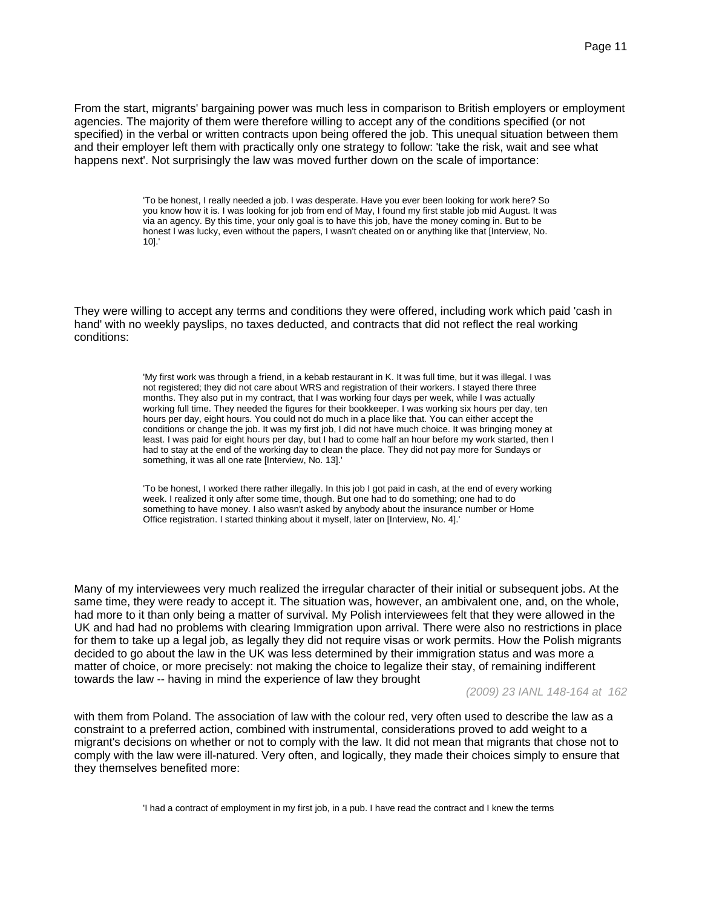From the start, migrants' bargaining power was much less in comparison to British employers or employment agencies. The majority of them were therefore willing to accept any of the conditions specified (or not specified) in the verbal or written contracts upon being offered the job. This unequal situation between them and their employer left them with practically only one strategy to follow: 'take the risk, wait and see what happens next'. Not surprisingly the law was moved further down on the scale of importance:

> 'To be honest, I really needed a job. I was desperate. Have you ever been looking for work here? So you know how it is. I was looking for job from end of May, I found my first stable job mid August. It was via an agency. By this time, your only goal is to have this job, have the money coming in. But to be honest I was lucky, even without the papers, I wasn't cheated on or anything like that [Interview, No. 10].'

They were willing to accept any terms and conditions they were offered, including work which paid 'cash in hand' with no weekly payslips, no taxes deducted, and contracts that did not reflect the real working conditions:

> 'My first work was through a friend, in a kebab restaurant in K. It was full time, but it was illegal. I was not registered; they did not care about WRS and registration of their workers. I stayed there three months. They also put in my contract, that I was working four days per week, while I was actually working full time. They needed the figures for their bookkeeper. I was working six hours per day, ten hours per day, eight hours. You could not do much in a place like that. You can either accept the conditions or change the job. It was my first job, I did not have much choice. It was bringing money at least. I was paid for eight hours per day, but I had to come half an hour before my work started, then I had to stay at the end of the working day to clean the place. They did not pay more for Sundays or something, it was all one rate [Interview, No. 13].'

> 'To be honest, I worked there rather illegally. In this job I got paid in cash, at the end of every working week. I realized it only after some time, though. But one had to do something; one had to do something to have money. I also wasn't asked by anybody about the insurance number or Home Office registration. I started thinking about it myself, later on [Interview, No. 4].'

Many of my interviewees very much realized the irregular character of their initial or subsequent jobs. At the same time, they were ready to accept it. The situation was, however, an ambivalent one, and, on the whole, had more to it than only being a matter of survival. My Polish interviewees felt that they were allowed in the UK and had had no problems with clearing Immigration upon arrival. There were also no restrictions in place for them to take up a legal job, as legally they did not require visas or work permits. How the Polish migrants decided to go about the law in the UK was less determined by their immigration status and was more a matter of choice, or more precisely: not making the choice to legalize their stay, of remaining indifferent towards the law -- having in mind the experience of law they brought

*(2009) 23 IANL 148-164 at 162*

with them from Poland. The association of law with the colour red, very often used to describe the law as a constraint to a preferred action, combined with instrumental, considerations proved to add weight to a migrant's decisions on whether or not to comply with the law. It did not mean that migrants that chose not to comply with the law were ill-natured. Very often, and logically, they made their choices simply to ensure that they themselves benefited more:

> 'I had a contract of employment in my first job, in a pub. I have read the contract and I knew the terms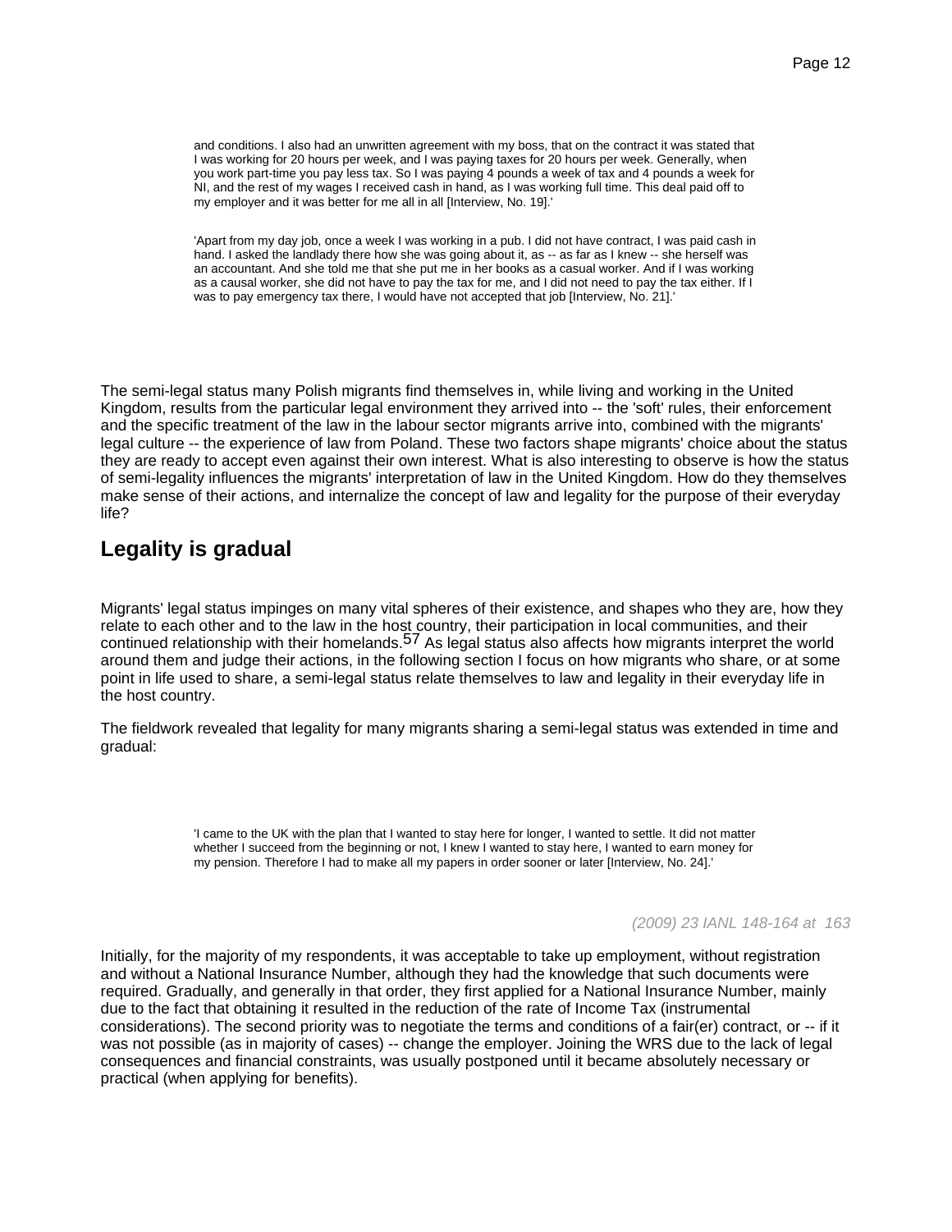> and conditions. I also had an unwritten agreement with my boss, that on the contract it was stated that I was working for 20 hours per week, and I was paying taxes for 20 hours per week. Generally, when you work part-time you pay less tax. So I was paying 4 pounds a week of tax and 4 pounds a week for NI, and the rest of my wages I received cash in hand, as I was working full time. This deal paid off to my employer and it was better for me all in all [Interview, No. 19].'

> 'Apart from my day job, once a week I was working in a pub. I did not have contract, I was paid cash in hand. I asked the landlady there how she was going about it, as -- as far as I knew -- she herself was an accountant. And she told me that she put me in her books as a casual worker. And if I was working as a causal worker, she did not have to pay the tax for me, and I did not need to pay the tax either. If I was to pay emergency tax there, I would have not accepted that job [Interview, No. 21].'

The semi-legal status many Polish migrants find themselves in, while living and working in the United Kingdom, results from the particular legal environment they arrived into -- the 'soft' rules, their enforcement and the specific treatment of the law in the labour sector migrants arrive into, combined with the migrants' legal culture -- the experience of law from Poland. These two factors shape migrants' choice about the status they are ready to accept even against their own interest. What is also interesting to observe is how the status of semi-legality influences the migrants' interpretation of law in the United Kingdom. How do they themselves make sense of their actions, and internalize the concept of law and legality for the purpose of their everyday life?

## Legality is gradual

Migrants' legal status impinges on many vital spheres of their existence, and shapes who they are, how they relate to each other and to the law in the host country, their participation in local communities, and their continued relationship with their homelands.[57] As legal status also affects how migrants interpret the world around them and judge their actions, in the following section I focus on how migrants who share, or at some point in life used to share, a semi-legal status relate themselves to law and legality in their everyday life in the host country.

The fieldwork revealed that legality for many migrants sharing a semi-legal status was extended in time and gradual:

> 'I came to the UK with the plan that I wanted to stay here for longer, I wanted to settle. It did not matter whether I succeed from the beginning or not, I knew I wanted to stay here, I wanted to earn money for my pension. Therefore I had to make all my papers in order sooner or later [Interview, No. 24].'

Initially, for the majority of my respondents, it was acceptable to take up employment, without registration and without a National Insurance Number, although they had the knowledge that such documents were required. Gradually, and generally in that order, they first applied for a National Insurance Number, mainly due to the fact that obtaining it resulted in the reduction of the rate of Income Tax (instrumental considerations). The second priority was to negotiate the terms and conditions of a fair(er) contract, or -- if it was not possible (as in majority of cases) -- change the employer. Joining the WRS due to the lack of legal consequences and financial constraints, was usually postponed until it became absolutely necessary or practical (when applying for benefits).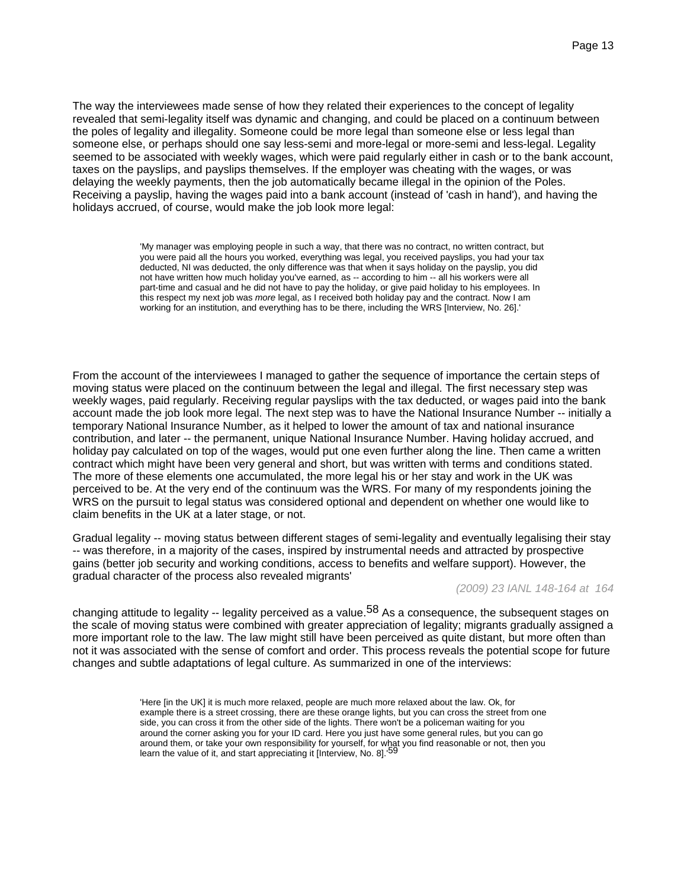The way the interviewees made sense of how they related their experiences to the concept of legality revealed that semi-legality itself was dynamic and changing, and could be placed on a continuum between the poles of legality and illegality. Someone could be more legal than someone else or less legal than someone else, or perhaps should one say less-semi and more-legal or more-semi and less-legal. Legality seemed to be associated with weekly wages, which were paid regularly either in cash or to the bank account, taxes on the payslips, and payslips themselves. If the employer was cheating with the wages, or was delaying the weekly payments, then the job automatically became illegal in the opinion of the Poles. Receiving a payslip, having the wages paid into a bank account (instead of 'cash in hand'), and having the holidays accrued, of course, would make the job look more legal:

> 'My manager was employing people in such a way, that there was no contract, no written contract, but you were paid all the hours you worked, everything was legal, you received payslips, you had your tax deducted, NI was deducted, the only difference was that when it says holiday on the payslip, you did not have written how much holiday you've earned, as -- according to him -- all his workers were all part-time and casual and he did not have to pay the holiday, or give paid holiday to his employees. In this respect my next job was *more* legal, as I received both holiday pay and the contract. Now I am working for an institution, and everything has to be there, including the WRS [Interview, No. 26].'

From the account of the interviewees I managed to gather the sequence of importance the certain steps of moving status were placed on the continuum between the legal and illegal. The first necessary step was weekly wages, paid regularly. Receiving regular payslips with the tax deducted, or wages paid into the bank account made the job look more legal. The next step was to have the National Insurance Number -- initially a temporary National Insurance Number, as it helped to lower the amount of tax and national insurance contribution, and later -- the permanent, unique National Insurance Number. Having holiday accrued, and holiday pay calculated on top of the wages, would put one even further along the line. Then came a written contract which might have been very general and short, but was written with terms and conditions stated. The more of these elements one accumulated, the more legal his or her stay and work in the UK was perceived to be. At the very end of the continuum was the WRS. For many of my respondents joining the WRS on the pursuit to legal status was considered optional and dependent on whether one would like to claim benefits in the UK at a later stage, or not.

Gradual legality -- moving status between different stages of semi-legality and eventually legalising their stay -- was therefore, in a majority of the cases, inspired by instrumental needs and attracted by prospective gains (better job security and working conditions, access to benefits and welfare support). However, the gradual character of the process also revealed migrants' changing attitude to legality -- legality perceived as a value.[58] As a consequence, the subsequent stages on the scale of moving status were combined with greater appreciation of legality; migrants gradually assigned a more important role to the law. The law might still have been perceived as quite distant, but more often than not it was associated with the sense of comfort and order. This process reveals the potential scope for future changes and subtle adaptations of legal culture. As summarized in one of the interviews:

> 'Here [in the UK] it is much more relaxed, people are much more relaxed about the law. Ok, for example there is a street crossing, there are these orange lights, but you can cross the street from one side, you can cross it from the other side of the lights. There won't be a policeman waiting for you around the corner asking you for your ID card. Here you just have some general rules, but you can go around them, or take your own responsibility for yourself, for what you find reasonable or not, then you learn the value of it, and start appreciating it [Interview, No. 8].'[59]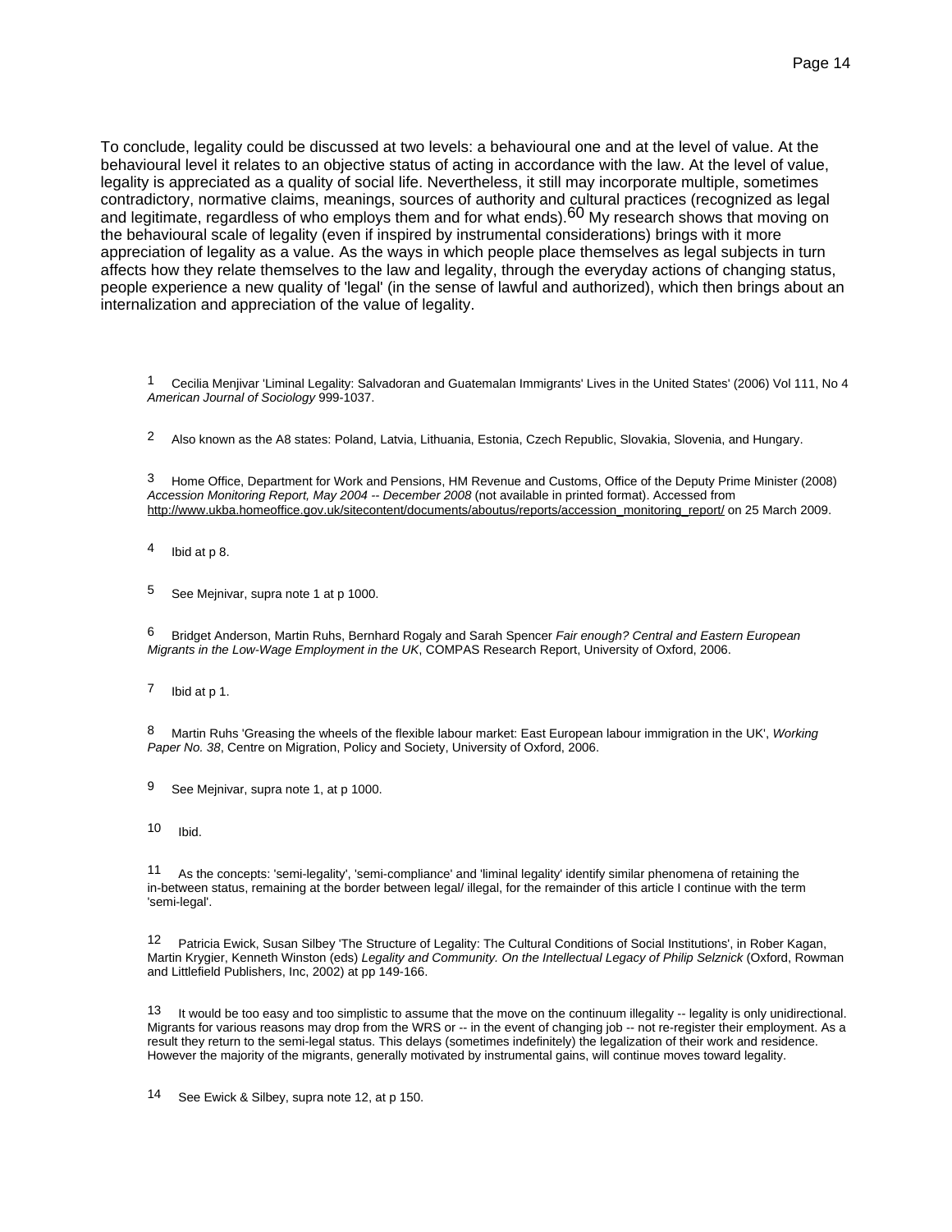To conclude, legality could be discussed at two levels: a behavioural one and at the level of value. At the behavioural level it relates to an objective status of acting in accordance with the law. At the level of value, legality is appreciated as a quality of social life. Nevertheless, it still may incorporate multiple, sometimes contradictory, normative claims, meanings, sources of authority and cultural practices (recognized as legal and legitimate, regardless of who employs them and for what ends).[60] My research shows that moving on the behavioural scale of legality (even if inspired by instrumental considerations) brings with it more appreciation of legality as a value. As the ways in which people place themselves as legal subjects in turn affects how they relate themselves to the law and legality, through the everyday actions of changing status, people experience a new quality of 'legal' (in the sense of lawful and authorized), which then brings about an internalization and appreciation of the value of legality.

[1] Cecilia Menjivar 'Liminal Legality: Salvadoran and Guatemalan Immigrants' Lives in the United States' (2006) Vol 111, No 4 *American Journal of Sociology* 999-1037.

[2] Also known as the A8 states: Poland, Latvia, Lithuania, Estonia, Czech Republic, Slovakia, Slovenia, and Hungary.

[3] Home Office, Department for Work and Pensions, HM Revenue and Customs, Office of the Deputy Prime Minister (2008) *Accession Monitoring Report, May 2004 -- December 2008* (not available in printed format). Accessed from http://www.ukba.homeoffice.gov.uk/sitecontent/documents/aboutus/reports/accession_monitoring_report/ on 25 March 2009.

[4] Ibid at p 8.

[5] See Mejnivar, supra note 1 at p 1000.

[6] Bridget Anderson, Martin Ruhs, Bernhard Rogaly and Sarah Spencer *Fair enough? Central and Eastern European Migrants in the Low-Wage Employment in the UK*, COMPAS Research Report, University of Oxford, 2006.

[7] Ibid at p 1.

[8] Martin Ruhs 'Greasing the wheels of the flexible labour market: East European labour immigration in the UK', *Working Paper No. 38*, Centre on Migration, Policy and Society, University of Oxford, 2006.

[9] See Mejnivar, supra note 1, at p 1000.

[10] Ibid.

[11] As the concepts: 'semi-legality', 'semi-compliance' and 'liminal legality' identify similar phenomena of retaining the in-between status, remaining at the border between legal/ illegal, for the remainder of this article I continue with the term 'semi-legal'.

[12] Patricia Ewick, Susan Silbey 'The Structure of Legality: The Cultural Conditions of Social Institutions', in Rober Kagan, Martin Krygier, Kenneth Winston (eds) *Legality and Community. On the Intellectual Legacy of Philip Selznick* (Oxford, Rowman and Littlefield Publishers, Inc, 2002) at pp 149-166.

[13] It would be too easy and too simplistic to assume that the move on the continuum illegality -- legality is only unidirectional. Migrants for various reasons may drop from the WRS or -- in the event of changing job -- not re-register their employment. As a result they return to the semi-legal status. This delays (sometimes indefinitely) the legalization of their work and residence. However the majority of the migrants, generally motivated by instrumental gains, will continue moves toward legality.

[14] See Ewick & Silbey, supra note 12, at p 150.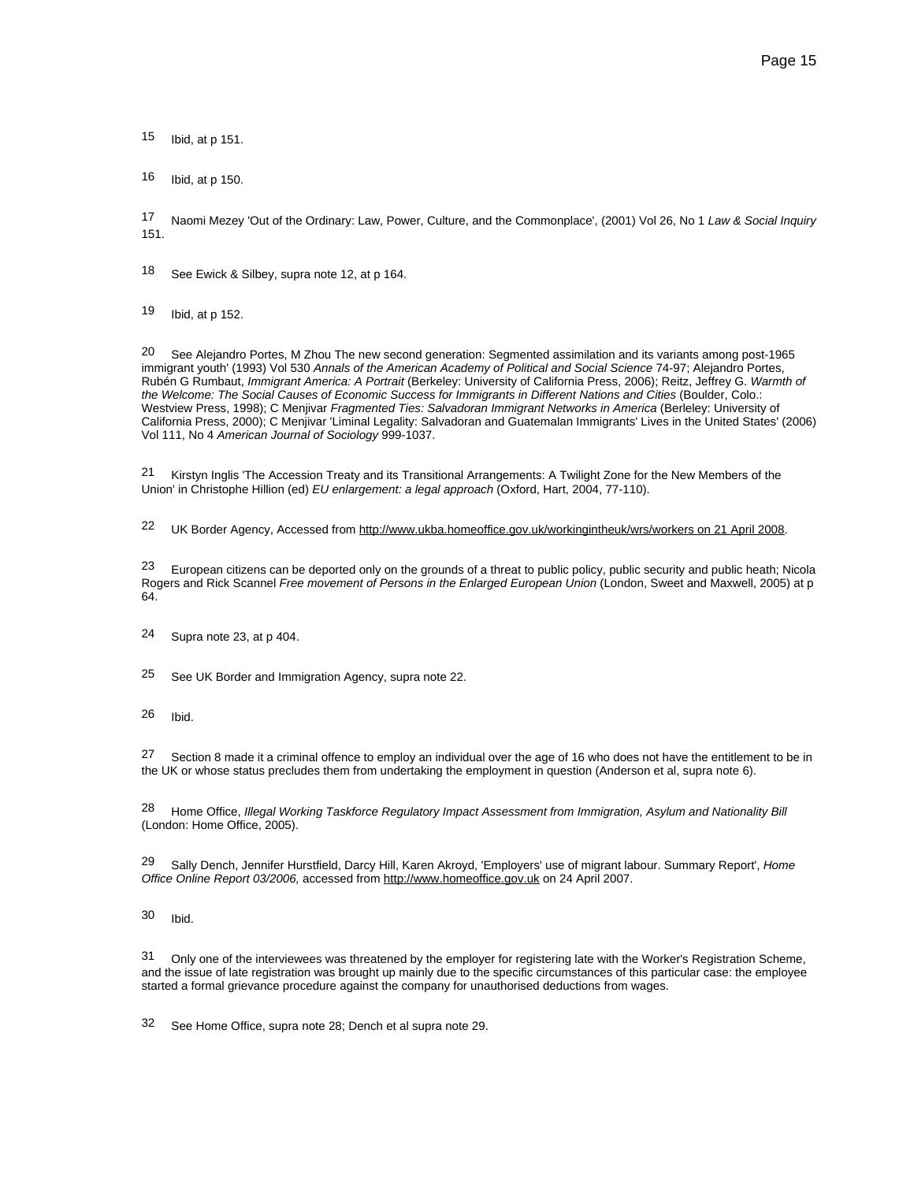15 Ibid, at p 151.

16 Ibid, at p 150.

17 Naomi Mezey 'Out of the Ordinary: Law, Power, Culture, and the Commonplace', (2001) Vol 26, No 1 *Law & Social Inquiry* 151.

18 See Ewick & Silbey, supra note 12, at p 164.

19 Ibid, at p 152.

20 See Alejandro Portes, M Zhou The new second generation: Segmented assimilation and its variants among post-1965 immigrant youth' (1993) Vol 530 *Annals of the American Academy of Political and Social Science* 74-97; Alejandro Portes, Rubén G Rumbaut, *Immigrant America: A Portrait* (Berkeley: University of California Press, 2006); Reitz, Jeffrey G. *Warmth of the Welcome: The Social Causes of Economic Success for Immigrants in Different Nations and Cities* (Boulder, Colo.: Westview Press, 1998); C Menjivar *Fragmented Ties: Salvadoran Immigrant Networks in America* (Berleley: University of California Press, 2000); C Menjivar 'Liminal Legality: Salvadoran and Guatemalan Immigrants' Lives in the United States' (2006) Vol 111, No 4 *American Journal of Sociology* 999-1037.

21 Kirstyn Inglis 'The Accession Treaty and its Transitional Arrangements: A Twilight Zone for the New Members of the Union' in Christophe Hillion (ed) *EU enlargement: a legal approach* (Oxford, Hart, 2004, 77-110).

22 UK Border Agency, Accessed from http://www.ukba.homeoffice.gov.uk/workingintheuk/wrs/workers on 21 April 2008.

23 European citizens can be deported only on the grounds of a threat to public policy, public security and public heath; Nicola Rogers and Rick Scannel *Free movement of Persons in the Enlarged European Union* (London, Sweet and Maxwell, 2005) at p 64.

24 Supra note 23, at p 404.

25 See UK Border and Immigration Agency, supra note 22.

26 Ibid.

27 Section 8 made it a criminal offence to employ an individual over the age of 16 who does not have the entitlement to be in the UK or whose status precludes them from undertaking the employment in question (Anderson et al, supra note 6).

28 Home Office, *Illegal Working Taskforce Regulatory Impact Assessment from Immigration, Asylum and Nationality Bill* (London: Home Office, 2005).

29 Sally Dench, Jennifer Hurstfield, Darcy Hill, Karen Akroyd, 'Employers' use of migrant labour. Summary Report', *Home Office Online Report 03/2006,* accessed from http://www.homeoffice.gov.uk on 24 April 2007.

30 Ibid.

31 Only one of the interviewees was threatened by the employer for registering late with the Worker's Registration Scheme, and the issue of late registration was brought up mainly due to the specific circumstances of this particular case: the employee started a formal grievance procedure against the company for unauthorised deductions from wages.

32 See Home Office, supra note 28; Dench et al supra note 29.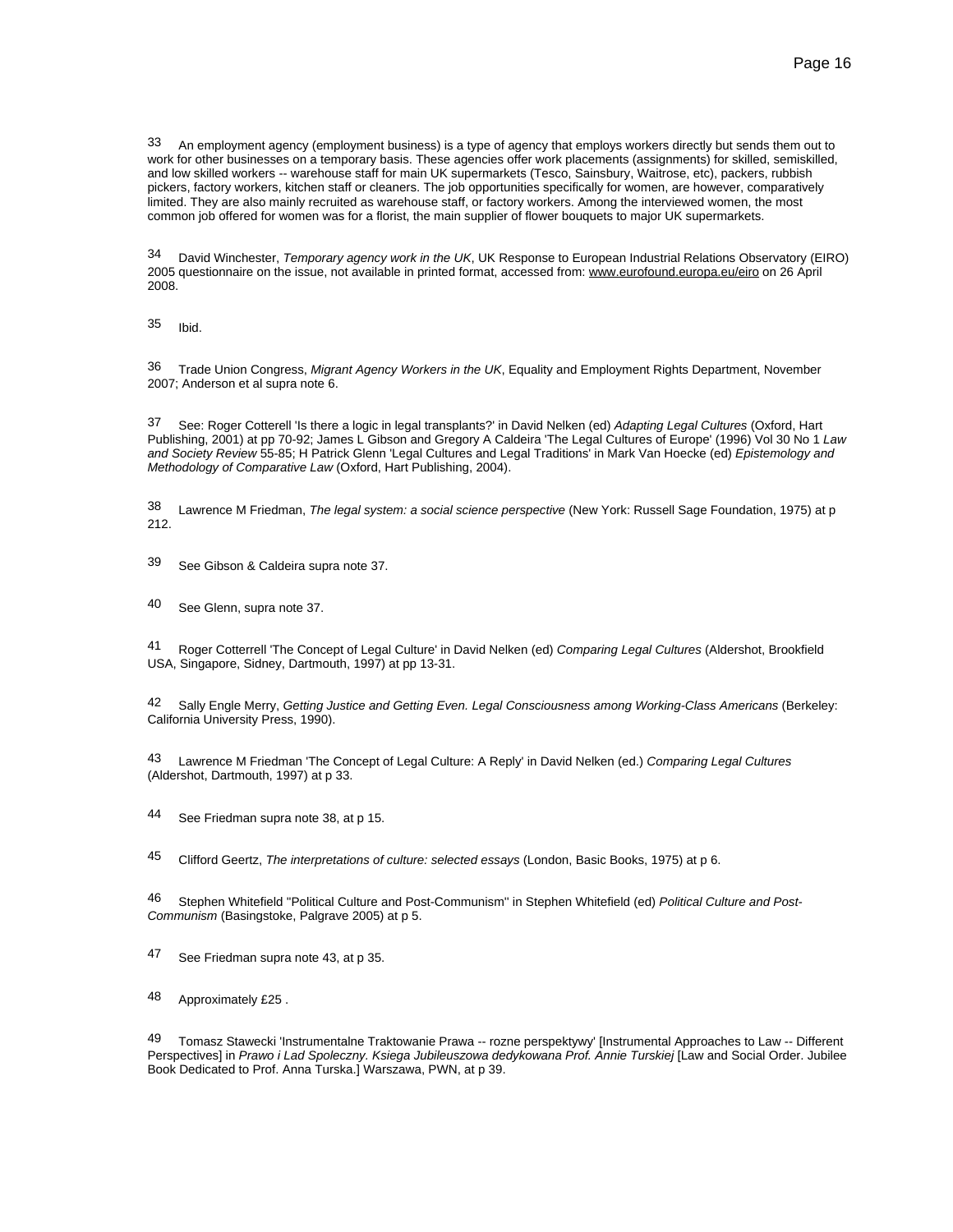33 An employment agency (employment business) is a type of agency that employs workers directly but sends them out to work for other businesses on a temporary basis. These agencies offer work placements (assignments) for skilled, semiskilled, and low skilled workers -- warehouse staff for main UK supermarkets (Tesco, Sainsbury, Waitrose, etc), packers, rubbish pickers, factory workers, kitchen staff or cleaners. The job opportunities specifically for women, are however, comparatively limited. They are also mainly recruited as warehouse staff, or factory workers. Among the interviewed women, the most common job offered for women was for a florist, the main supplier of flower bouquets to major UK supermarkets.

34 David Winchester, *Temporary agency work in the UK*, UK Response to European Industrial Relations Observatory (EIRO) 2005 questionnaire on the issue, not available in printed format, accessed from: www.eurofound.europa.eu/eiro on 26 April 2008.

35 Ibid.

36 Trade Union Congress, *Migrant Agency Workers in the UK*, Equality and Employment Rights Department, November 2007; Anderson et al supra note 6.

37 See: Roger Cotterell 'Is there a logic in legal transplants?' in David Nelken (ed) *Adapting Legal Cultures* (Oxford, Hart Publishing, 2001) at pp 70-92; James L Gibson and Gregory A Caldeira 'The Legal Cultures of Europe' (1996) Vol 30 No 1 *Law and Society Review* 55-85; H Patrick Glenn 'Legal Cultures and Legal Traditions' in Mark Van Hoecke (ed) *Epistemology and Methodology of Comparative Law* (Oxford, Hart Publishing, 2004).

38 Lawrence M Friedman, *The legal system: a social science perspective* (New York: Russell Sage Foundation, 1975) at p 212.

39 See Gibson & Caldeira supra note 37.

40 See Glenn, supra note 37.

41 Roger Cotterell 'The Concept of Legal Culture' in David Nelken (ed) *Comparing Legal Cultures* (Aldershot, Brookfield USA, Singapore, Sidney, Dartmouth, 1997) at pp 13-31.

42 Sally Engle Merry, *Getting Justice and Getting Even. Legal Consciousness among Working-Class Americans* (Berkeley: California University Press, 1990).

43 Lawrence M Friedman 'The Concept of Legal Culture: A Reply' in David Nelken (ed.) *Comparing Legal Cultures* (Aldershot, Dartmouth, 1997) at p 33.

44 See Friedman supra note 38, at p 15.

45 Clifford Geertz, *The interpretations of culture: selected essays* (London, Basic Books, 1975) at p 6.

46 Stephen Whitefield "Political Culture and Post-Communism" in Stephen Whitefield (ed) *Political Culture and Post-Communism* (Basingstoke, Palgrave 2005) at p 5.

47 See Friedman supra note 43, at p 35.

48 Approximately £25 .

49 Tomasz Stawecki 'Instrumentalne Traktowanie Prawa -- rozne perspektywy' [Instrumental Approaches to Law -- Different Perspectives] in *Prawo i Lad Spoleczny. Ksiega Jubileuszowa dedykowana Prof. Annie Turskiej* [Law and Social Order. Jubilee Book Dedicated to Prof. Anna Turska.] Warszawa, PWN, at p 39.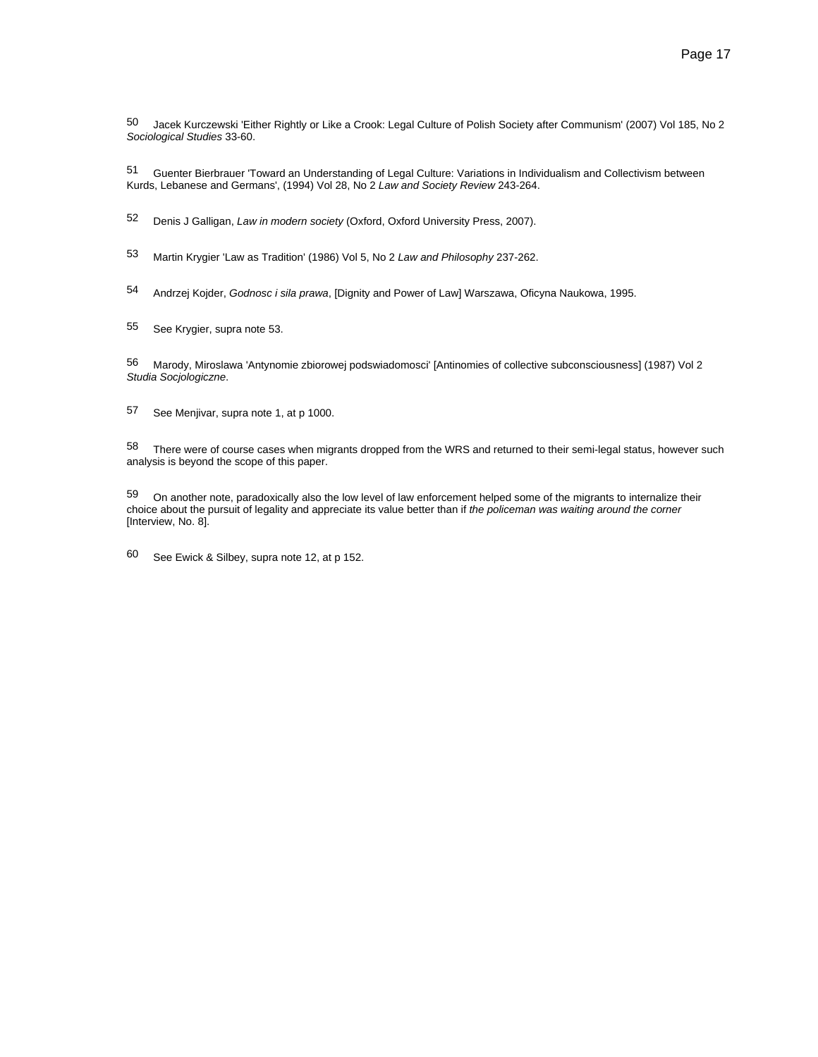50 Jacek Kurczewski 'Either Rightly or Like a Crook: Legal Culture of Polish Society after Communism' (2007) Vol 185, No 2 *Sociological Studies* 33-60.

51 Guenter Bierbrauer 'Toward an Understanding of Legal Culture: Variations in Individualism and Collectivism between Kurds, Lebanese and Germans', (1994) Vol 28, No 2 *Law and Society Review* 243-264.

52 Denis J Galligan, *Law in modern society* (Oxford, Oxford University Press, 2007).

53 Martin Krygier 'Law as Tradition' (1986) Vol 5, No 2 *Law and Philosophy* 237-262.

54 Andrzej Kojder, *Godnosc i sila prawa*, [Dignity and Power of Law] Warszawa, Oficyna Naukowa, 1995.

55 See Krygier, supra note 53.

56 Marody, Miroslawa 'Antynomie zbiorowej podswiadomosci' [Antinomies of collective subconsciousness] (1987) Vol 2 *Studia Socjologiczne*.

57 See Menjivar, supra note 1, at p 1000.

58 There were of course cases when migrants dropped from the WRS and returned to their semi-legal status, however such analysis is beyond the scope of this paper.

59 On another note, paradoxically also the low level of law enforcement helped some of the migrants to internalize their choice about the pursuit of legality and appreciate its value better than if *the policeman was waiting around the corner* [Interview, No. 8].

60 See Ewick & Silbey, supra note 12, at p 152.